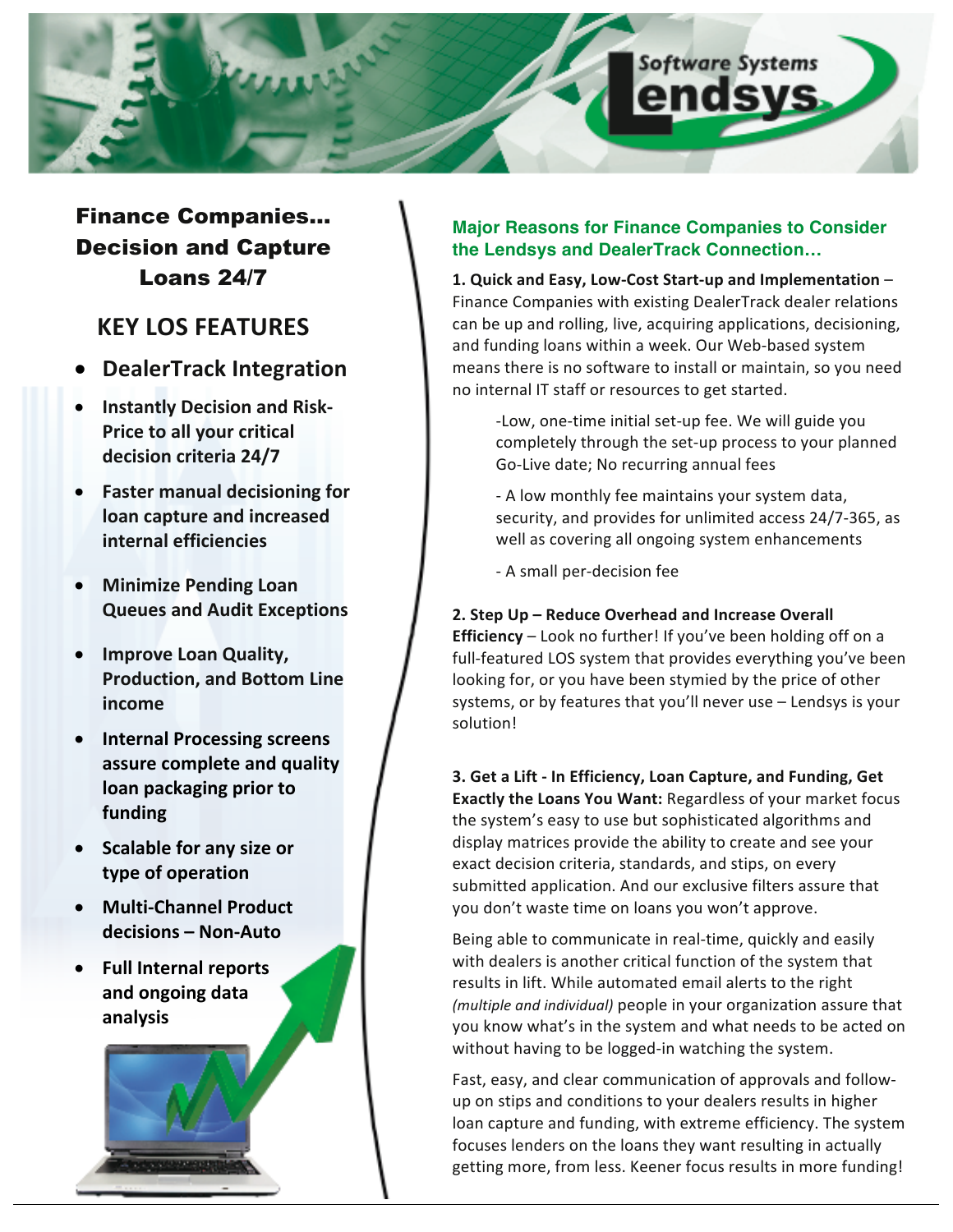Software Systems Lendsys

## Finance Companies… Decision and Capture Loans 24/7

### KEY LOS FEATURES

- **DealerTrack Integration**
- **Instantly Decision and Risk-Price to all your critical decision criteria 24/7**
- **Faster manual decisioning for loan capture and increased internal efficiencies**
- **Minimize Pending Loan Queues and Audit Exceptions**
- **Improve Loan Quality, Production, and Bottom Line income**
- **Internal Processing screens assure complete and quality loan packaging prior to funding**
- **Scalable for any size or type of operation**
- **Multi-Channel Product decisions – Non-Auto**
- **Full Internal reports and ongoing data analysis**

### Major Reasons for Finance Companies to Consider the Lendsys and DealerTrack Connection…

**1. Quick and Easy, Low-Cost Start-up and Implementation** – Finance Companies with existing DealerTrack dealer relations can be up and rolling, live, acquiring applications, decisioning, and funding loans within a week. Our Web-based system means there is no software to install or maintain, so you need no internal IT staff or resources to get started.

> -Low, one-time initial set-up fee. We will guide you completely through the set-up process to your planned Go-Live date; No recurring annual fees
>
> - A low monthly fee maintains your system data, security, and provides for unlimited access 24/7-365, as well as covering all ongoing system enhancements
>
> - A small per-decision fee

**2. Step Up – Reduce Overhead and Increase Overall Efficiency** – Look no further! If you've been holding off on a full-featured LOS system that provides everything you've been looking for, or you have been stymied by the price of other systems, or by features that you'll never use – Lendsys is your solution!

**3. Get a Lift - In Efficiency, Loan Capture, and Funding, Get Exactly the Loans You Want:** Regardless of your market focus the system's easy to use but sophisticated algorithms and display matrices provide the ability to create and see your exact decision criteria, standards, and stips, on every submitted application. And our exclusive filters assure that you don't waste time on loans you won't approve.

Being able to communicate in real-time, quickly and easily with dealers is another critical function of the system that results in lift. While automated email alerts to the right *(multiple and individual)* people in your organization assure that you know what's in the system and what needs to be acted on without having to be logged-in watching the system.

Fast, easy, and clear communication of approvals and follow-up on stips and conditions to your dealers results in higher loan capture and funding, with extreme efficiency. The system focuses lenders on the loans they want resulting in actually getting more, from less. Keener focus results in more funding!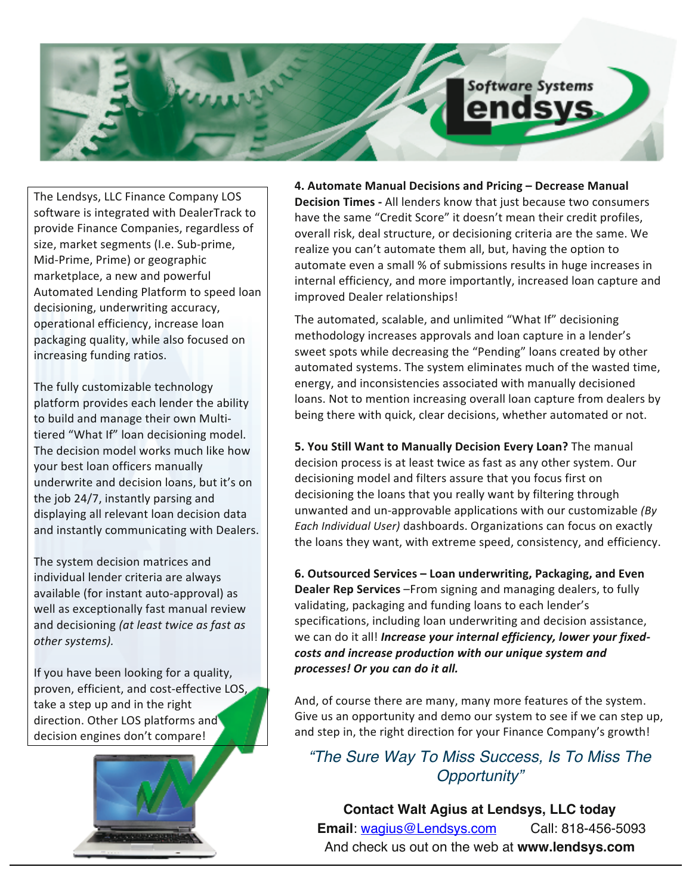The Lendsys, LLC Finance Company LOS software is integrated with DealerTrack to provide Finance Companies, regardless of size, market segments (I.e. Sub-prime, Mid-Prime, Prime) or geographic marketplace, a new and powerful Automated Lending Platform to speed loan decisioning, underwriting accuracy, operational efficiency, increase loan packaging quality, while also focused on increasing funding ratios.

The fully customizable technology platform provides each lender the ability to build and manage their own Multi-tiered "What If" loan decisioning model. The decision model works much like how your best loan officers manually underwrite and decision loans, but it's on the job 24/7, instantly parsing and displaying all relevant loan decision data and instantly communicating with Dealers.

The system decision matrices and individual lender criteria are always available (for instant auto-approval) as well as exceptionally fast manual review and decisioning *(at least twice as fast as other systems).*

If you have been looking for a quality, proven, efficient, and cost-effective LOS, take a step up and in the right direction. Other LOS platforms and decision engines don't compare!

**4. Automate Manual Decisions and Pricing – Decrease Manual Decision Times -** All lenders know that just because two consumers have the same "Credit Score" it doesn't mean their credit profiles, overall risk, deal structure, or decisioning criteria are the same. We realize you can't automate them all, but, having the option to automate even a small % of submissions results in huge increases in internal efficiency, and more importantly, increased loan capture and improved Dealer relationships!

The automated, scalable, and unlimited "What If" decisioning methodology increases approvals and loan capture in a lender's sweet spots while decreasing the "Pending" loans created by other automated systems. The system eliminates much of the wasted time, energy, and inconsistencies associated with manually decisioned loans. Not to mention increasing overall loan capture from dealers by being there with quick, clear decisions, whether automated or not.

**5. You Still Want to Manually Decision Every Loan?** The manual decision process is at least twice as fast as any other system. Our decisioning model and filters assure that you focus first on decisioning the loans that you really want by filtering through unwanted and un-approvable applications with our customizable *(By Each Individual User)* dashboards. Organizations can focus on exactly the loans they want, with extreme speed, consistency, and efficiency.

**6. Outsourced Services – Loan underwriting, Packaging, and Even Dealer Rep Services** –From signing and managing dealers, to fully validating, packaging and funding loans to each lender's specifications, including loan underwriting and decision assistance, we can do it all! ***Increase your internal efficiency, lower your fixed-costs and increase production with our unique system and processes! Or you can do it all.***

And, of course there are many, many more features of the system. Give us an opportunity and demo our system to see if we can step up, and step in, the right direction for your Finance Company's growth!

*"The Sure Way To Miss Success, Is To Miss The Opportunity"*

**Contact Walt Agius at Lendsys, LLC today**

**Email**: wagius@Lendsys.com Call: 818-456-5093

And check us out on the web at **www.lendsys.com**